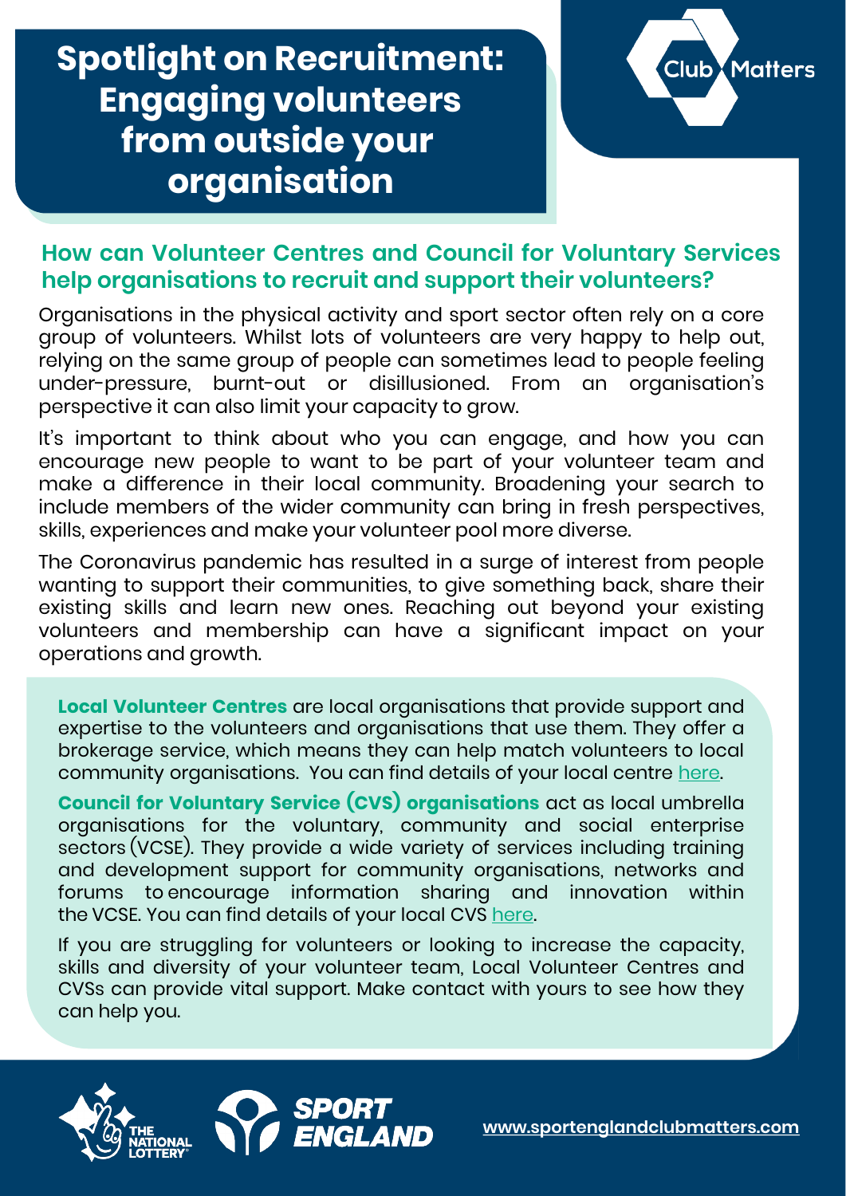# Spotlight on Recruitment: Engaging volunteers from outside your organisation

Club Matters

## How can Volunteer Centres and Council for Voluntary Services help organisations to recruit and support their volunteers?

Organisations in the physical activity and sport sector often rely on a core group of volunteers. Whilst lots of volunteers are very happy to help out, relying on the same group of people can sometimes lead to people feeling under-pressure, burnt-out or disillusioned. From an organisation's perspective it can also limit your capacity to grow.

It's important to think about who you can engage, and how you can encourage new people to want to be part of your volunteer team and make a difference in their local community. Broadening your search to include members of the wider community can bring in fresh perspectives, skills, experiences and make your volunteer pool more diverse.

The Coronavirus pandemic has resulted in a surge of interest from people wanting to support their communities, to give something back, share their existing skills and learn new ones. Reaching out beyond your existing volunteers and membership can have a significant impact on your operations and growth.

**Local Volunteer Centres** are local organisations that provide support and expertise to the volunteers and organisations that use them. They offer a brokerage service, which means they can help match volunteers to local community organisations. You can find details of your local centre here.

**Council for Voluntary Service (CVS) organisations** act as local umbrella organisations for the voluntary, community and social enterprise sectors (VCSE). They provide a wide variety of services including training and development support for community organisations, networks and forums to encourage information sharing and innovation within the VCSE. You can find details of your local CVS here.

If you are struggling for volunteers or looking to increase the capacity, skills and diversity of your volunteer team, Local Volunteer Centres and CVSs can provide vital support. Make contact with yours to see how they can help you.

THE NATIONAL LOTTERY | SPORT ENGLAND

www.sportenglandclubmatters.com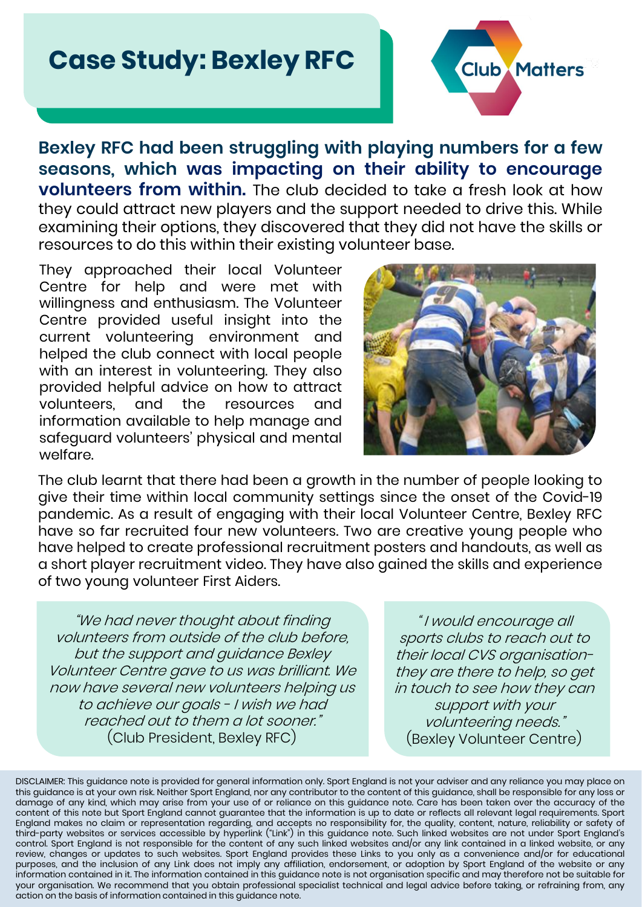# Case Study: Bexley RFC

**Bexley RFC had been struggling with playing numbers for a few seasons, which was impacting on their ability to encourage volunteers from within.** The club decided to take a fresh look at how they could attract new players and the support needed to drive this. While examining their options, they discovered that they did not have the skills or resources to do this within their existing volunteer base.

They approached their local Volunteer Centre for help and were met with willingness and enthusiasm. The Volunteer Centre provided useful insight into the current volunteering environment and helped the club connect with local people with an interest in volunteering. They also provided helpful advice on how to attract volunteers, and the resources and information available to help manage and safeguard volunteers' physical and mental welfare.

The club learnt that there had been a growth in the number of people looking to give their time within local community settings since the onset of the Covid-19 pandemic. As a result of engaging with their local Volunteer Centre, Bexley RFC have so far recruited four new volunteers. Two are creative young people who have helped to create professional recruitment posters and handouts, as well as a short player recruitment video. They have also gained the skills and experience of two young volunteer First Aiders.

*"We had never thought about finding volunteers from outside of the club before, but the support and guidance Bexley Volunteer Centre gave to us was brilliant. We now have several new volunteers helping us to achieve our goals - I wish we had reached out to them a lot sooner."*
(Club President, Bexley RFC)

*" I would encourage all sports clubs to reach out to their local CVS organisation- they are there to help, so get in touch to see how they can support with your volunteering needs."*
(Bexley Volunteer Centre)

DISCLAIMER: This guidance note is provided for general information only. Sport England is not your adviser and any reliance you may place on this guidance is at your own risk. Neither Sport England, nor any contributor to the content of this guidance, shall be responsible for any loss or damage of any kind, which may arise from your use of or reliance on this guidance note. Care has been taken over the accuracy of the content of this note but Sport England cannot guarantee that the information is up to date or reflects all relevant legal requirements. Sport England makes no claim or representation regarding, and accepts no responsibility for, the quality, content, nature, reliability or safety of third-party websites or services accessible by hyperlink ("Link") in this guidance note. Such linked websites are not under Sport England's control. Sport England is not responsible for the content of any such linked websites and/or any link contained in a linked website, or any review, changes or updates to such websites. Sport England provides these Links to you only as a convenience and/or for educational purposes, and the inclusion of any Link does not imply any affiliation, endorsement, or adoption by Sport England of the website or any information contained in it. The information contained in this guidance note is not organisation specific and may therefore not be suitable for your organisation. We recommend that you obtain professional specialist technical and legal advice before taking, or refraining from, any action on the basis of information contained in this guidance note.